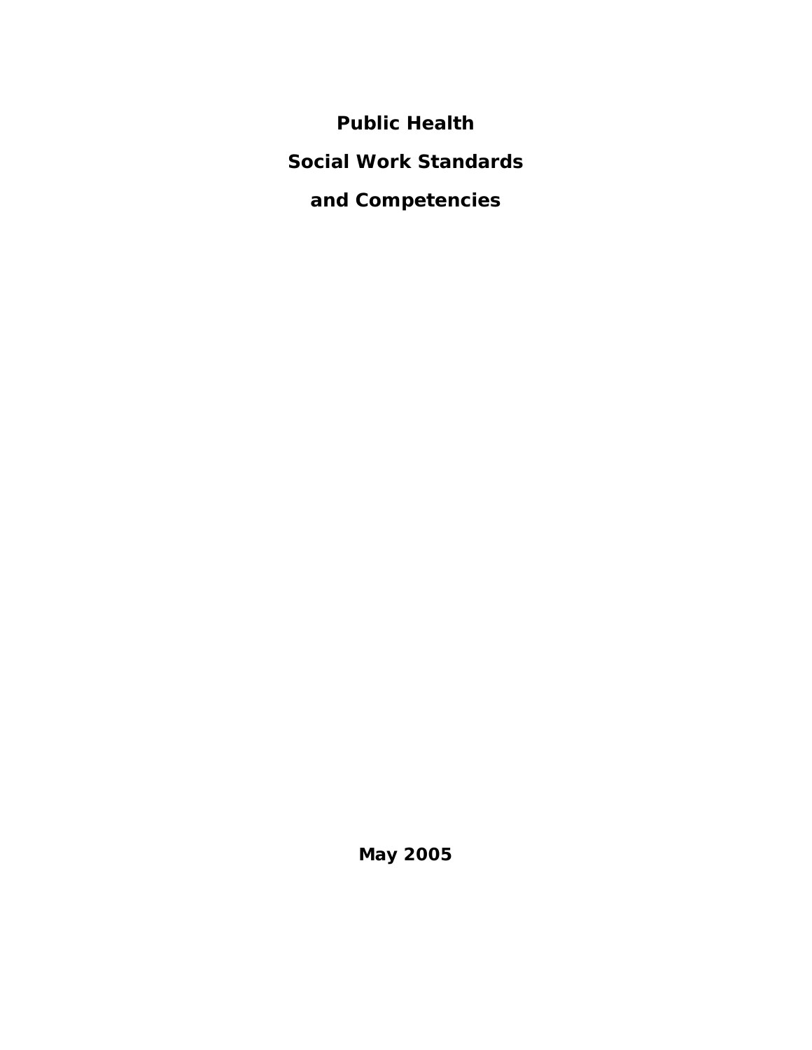# Public Health Social Work Standards and Competencies

**May 2005**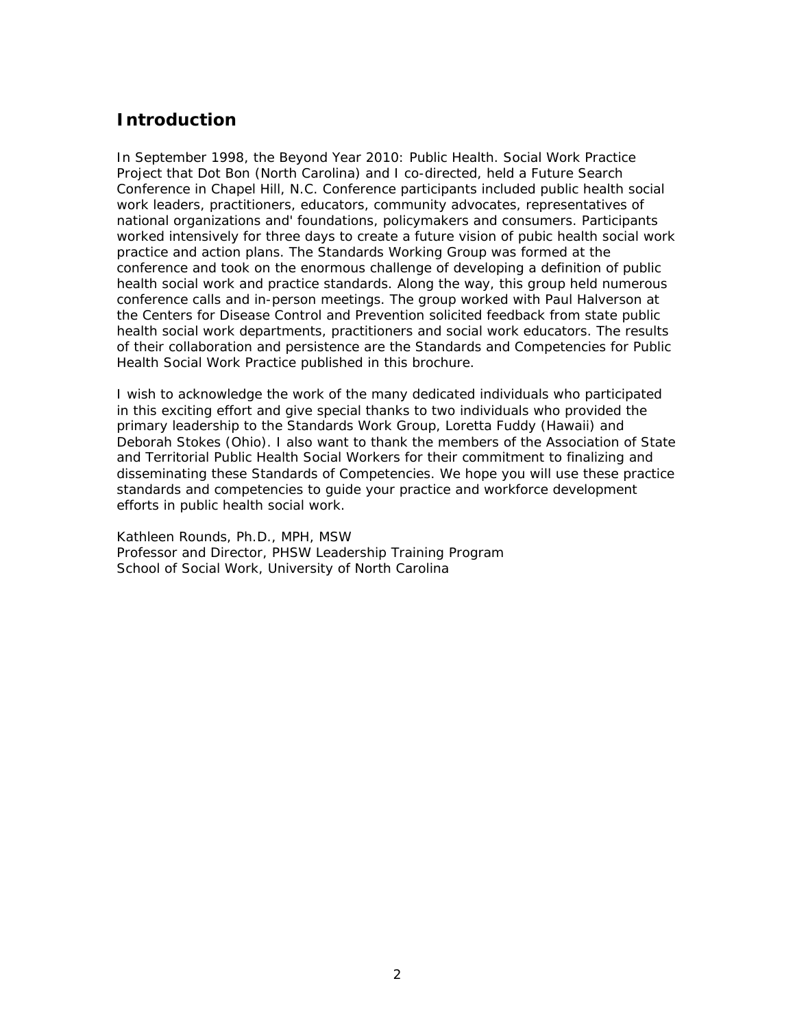## Introduction

In September 1998, the Beyond Year 2010: Public Health. Social Work Practice Project that Dot Bon (North Carolina) and I co-directed, held a Future Search Conference in Chapel Hill, N.C. Conference participants included public health social work leaders, practitioners, educators, community advocates, representatives of national organizations and' foundations, policymakers and consumers. Participants worked intensively for three days to create a future vision of pubic health social work practice and action plans. The Standards Working Group was formed at the conference and took on the enormous challenge of developing a definition of public health social work and practice standards. Along the way, this group held numerous conference calls and in-person meetings. The group worked with Paul Halverson at the Centers for Disease Control and Prevention solicited feedback from state public health social work departments, practitioners and social work educators. The results of their collaboration and persistence are the Standards and Competencies for Public Health Social Work Practice published in this brochure.

I wish to acknowledge the work of the many dedicated individuals who participated in this exciting effort and give special thanks to two individuals who provided the primary leadership to the Standards Work Group, Loretta Fuddy (Hawaii) and Deborah Stokes (Ohio). I also want to thank the members of the Association of State and Territorial Public Health Social Workers for their commitment to finalizing and disseminating these Standards of Competencies. We hope you will use these practice standards and competencies to guide your practice and workforce development efforts in public health social work.

Kathleen Rounds, Ph.D., MPH, MSW
Professor and Director, PHSW Leadership Training Program
School of Social Work, University of North Carolina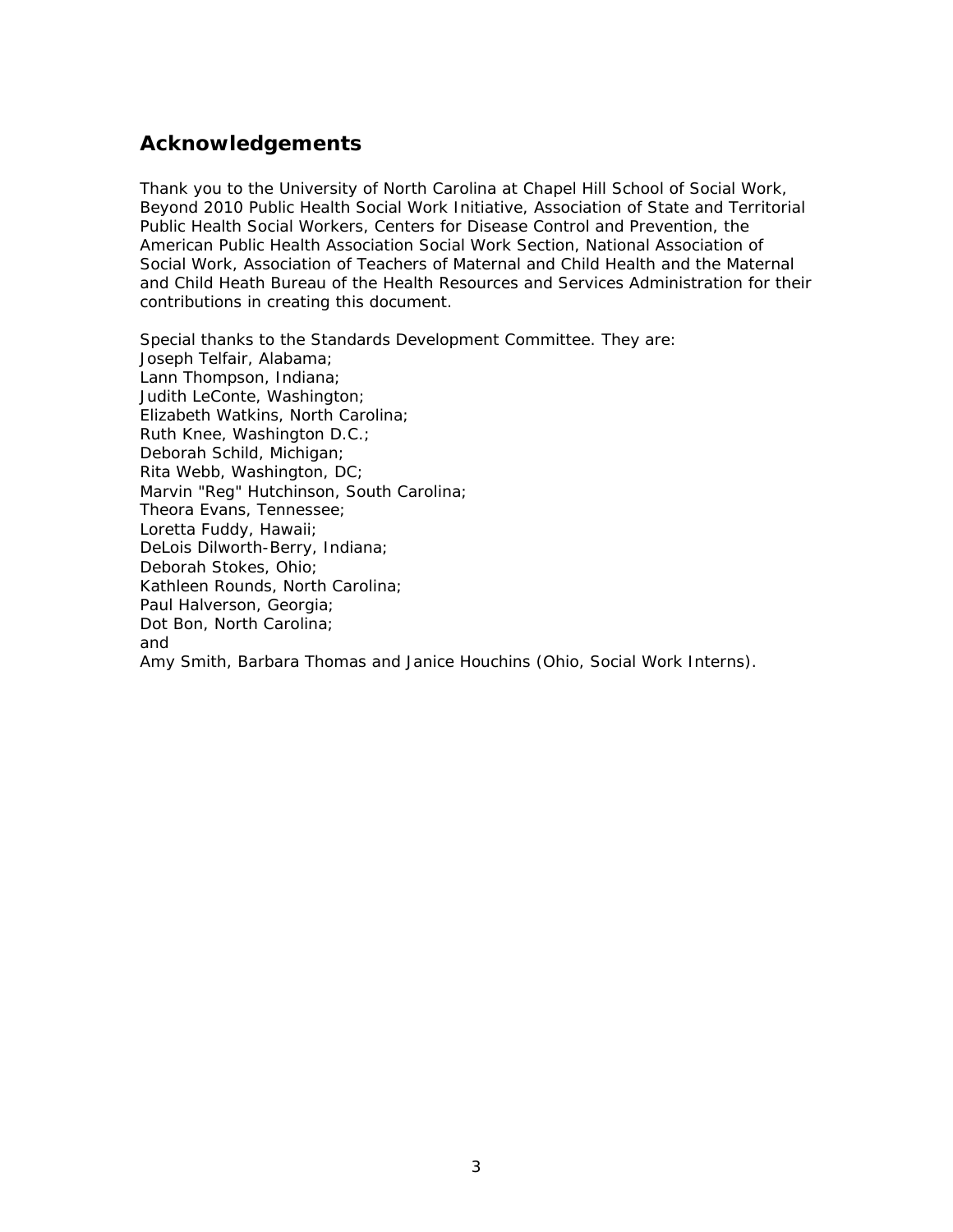## Acknowledgements

Thank you to the University of North Carolina at Chapel Hill School of Social Work, Beyond 2010 Public Health Social Work Initiative, Association of State and Territorial Public Health Social Workers, Centers for Disease Control and Prevention, the American Public Health Association Social Work Section, National Association of Social Work, Association of Teachers of Maternal and Child Health and the Maternal and Child Heath Bureau of the Health Resources and Services Administration for their contributions in creating this document.

Special thanks to the Standards Development Committee. They are:
Joseph Telfair, Alabama;
Lann Thompson, Indiana;
Judith LeConte, Washington;
Elizabeth Watkins, North Carolina;
Ruth Knee, Washington D.C.;
Deborah Schild, Michigan;
Rita Webb, Washington, DC;
Marvin "Reg" Hutchinson, South Carolina;
Theora Evans, Tennessee;
Loretta Fuddy, Hawaii;
DeLois Dilworth-Berry, Indiana;
Deborah Stokes, Ohio;
Kathleen Rounds, North Carolina;
Paul Halverson, Georgia;
Dot Bon, North Carolina;
and
Amy Smith, Barbara Thomas and Janice Houchins (Ohio, Social Work Interns).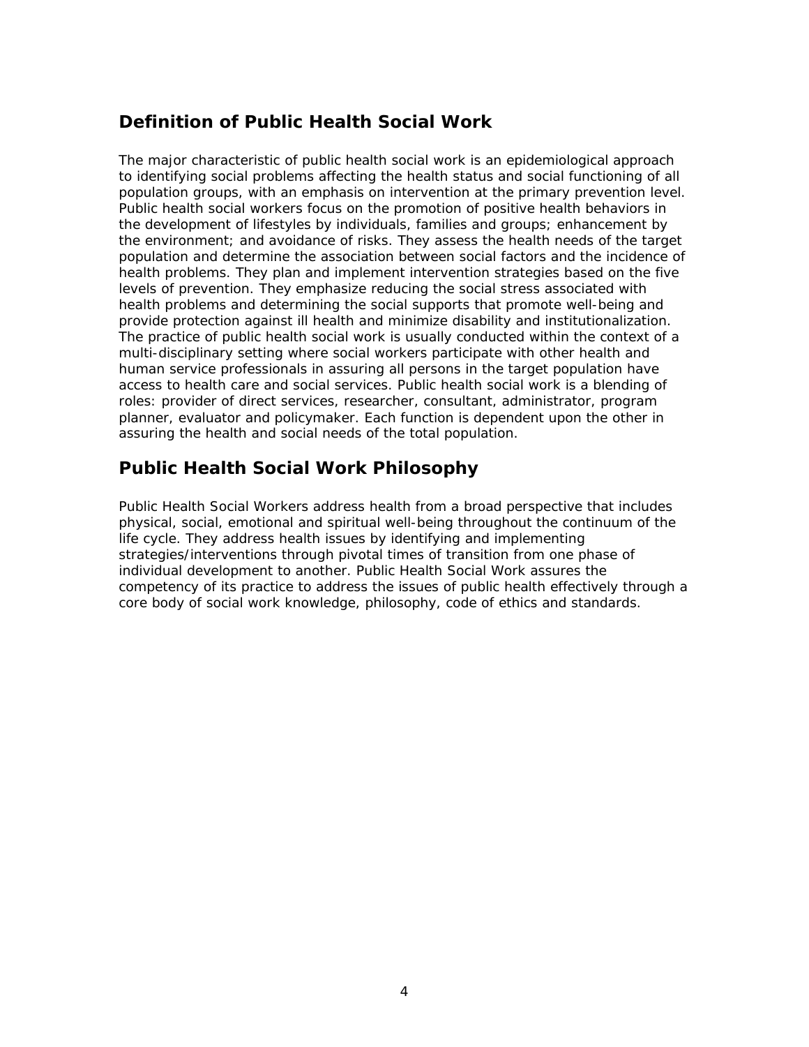## Definition of Public Health Social Work

The major characteristic of public health social work is an epidemiological approach to identifying social problems affecting the health status and social functioning of all population groups, with an emphasis on intervention at the primary prevention level. Public health social workers focus on the promotion of positive health behaviors in the development of lifestyles by individuals, families and groups; enhancement by the environment; and avoidance of risks. They assess the health needs of the target population and determine the association between social factors and the incidence of health problems. They plan and implement intervention strategies based on the five levels of prevention. They emphasize reducing the social stress associated with health problems and determining the social supports that promote well-being and provide protection against ill health and minimize disability and institutionalization. The practice of public health social work is usually conducted within the context of a multi-disciplinary setting where social workers participate with other health and human service professionals in assuring all persons in the target population have access to health care and social services. Public health social work is a blending of roles: provider of direct services, researcher, consultant, administrator, program planner, evaluator and policymaker. Each function is dependent upon the other in assuring the health and social needs of the total population.

## Public Health Social Work Philosophy

Public Health Social Workers address health from a broad perspective that includes physical, social, emotional and spiritual well-being throughout the continuum of the life cycle. They address health issues by identifying and implementing strategies/interventions through pivotal times of transition from one phase of individual development to another. Public Health Social Work assures the competency of its practice to address the issues of public health effectively through a core body of social work knowledge, philosophy, code of ethics and standards.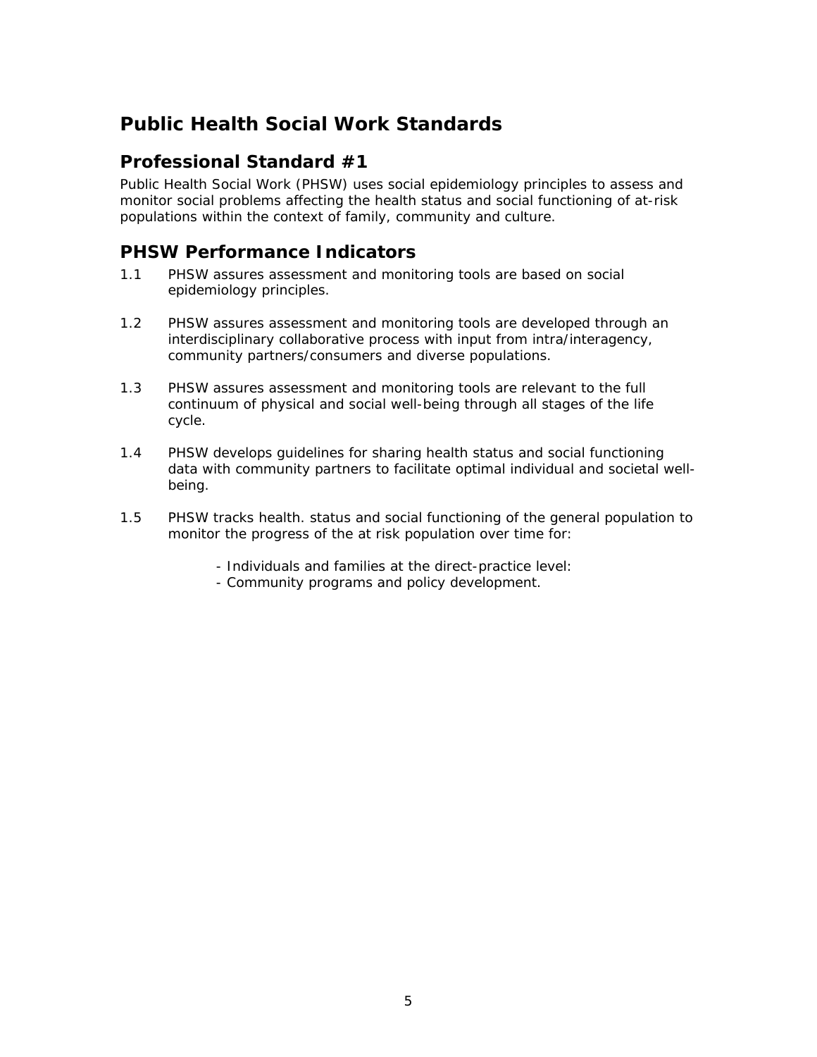# Public Health Social Work Standards

## Professional Standard #1

Public Health Social Work (PHSW) uses social epidemiology principles to assess and monitor social problems affecting the health status and social functioning of at-risk populations within the context of family, community and culture.

## PHSW Performance Indicators

1.1 PHSW assures assessment and monitoring tools are based on social epidemiology principles.

1.2 PHSW assures assessment and monitoring tools are developed through an interdisciplinary collaborative process with input from intra/interagency, community partners/consumers and diverse populations.

1.3 PHSW assures assessment and monitoring tools are relevant to the full continuum of physical and social well-being through all stages of the life cycle.

1.4 PHSW develops guidelines for sharing health status and social functioning data with community partners to facilitate optimal individual and societal well-being.

1.5 PHSW tracks health. status and social functioning of the general population to monitor the progress of the at risk population over time for:

- Individuals and families at the direct-practice level:
- Community programs and policy development.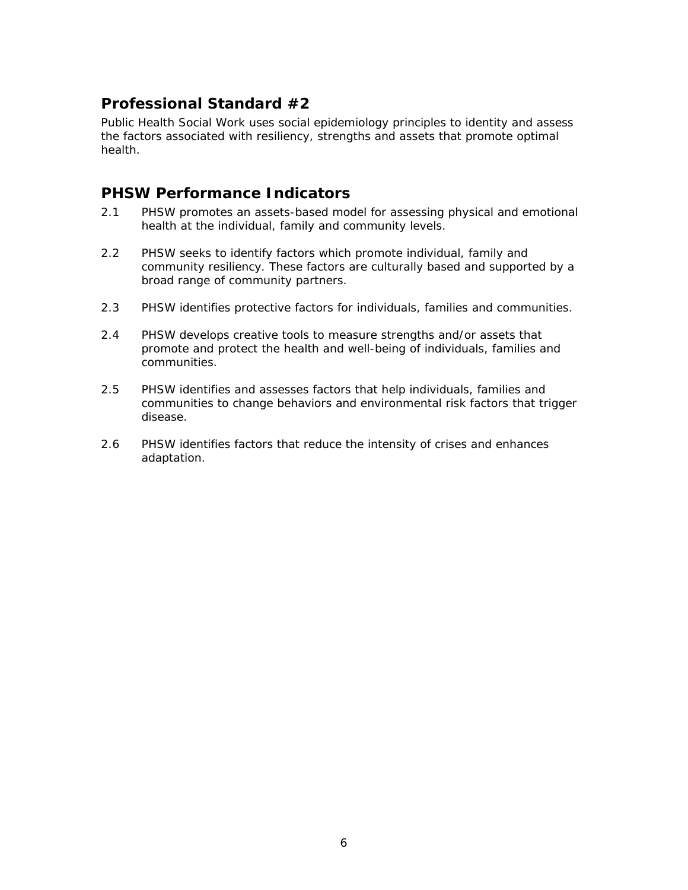## Professional Standard #2

Public Health Social Work uses social epidemiology principles to identity and assess the factors associated with resiliency, strengths and assets that promote optimal health.

## PHSW Performance Indicators

2.1 PHSW promotes an assets-based model for assessing physical and emotional health at the individual, family and community levels.

2.2 PHSW seeks to identify factors which promote individual, family and community resiliency. These factors are culturally based and supported by a broad range of community partners.

2.3 PHSW identifies protective factors for individuals, families and communities.

2.4 PHSW develops creative tools to measure strengths and/or assets that promote and protect the health and well-being of individuals, families and communities.

2.5 PHSW identifies and assesses factors that help individuals, families and communities to change behaviors and environmental risk factors that trigger disease.

2.6 PHSW identifies factors that reduce the intensity of crises and enhances adaptation.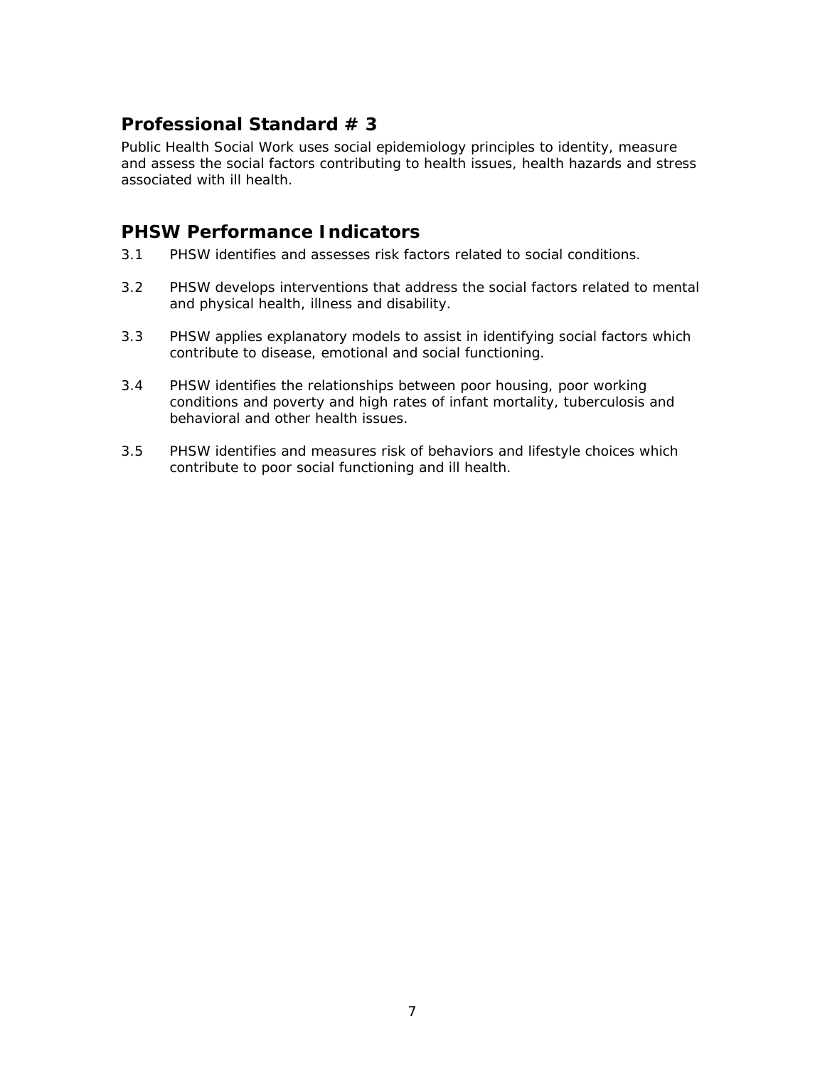## Professional Standard # 3

Public Health Social Work uses social epidemiology principles to identity, measure and assess the social factors contributing to health issues, health hazards and stress associated with ill health.

## PHSW Performance Indicators

3.1 PHSW identifies and assesses risk factors related to social conditions.

3.2 PHSW develops interventions that address the social factors related to mental and physical health, illness and disability.

3.3 PHSW applies explanatory models to assist in identifying social factors which contribute to disease, emotional and social functioning.

3.4 PHSW identifies the relationships between poor housing, poor working conditions and poverty and high rates of infant mortality, tuberculosis and behavioral and other health issues.

3.5 PHSW identifies and measures risk of behaviors and lifestyle choices which contribute to poor social functioning and ill health.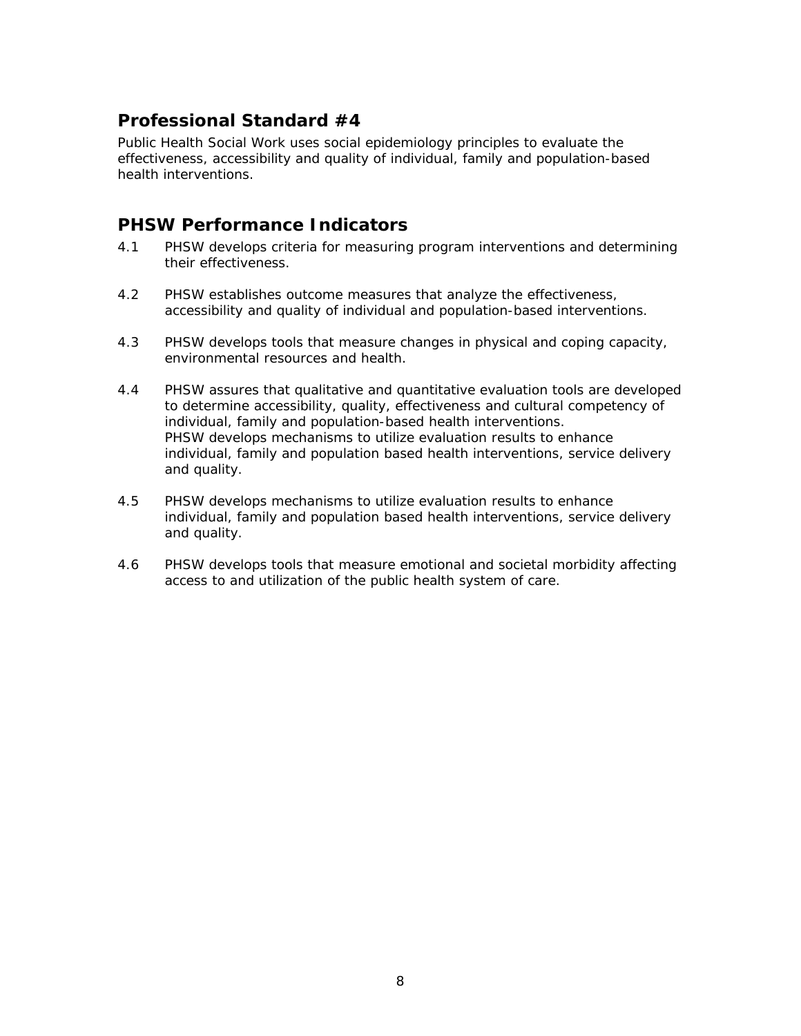## Professional Standard #4

Public Health Social Work uses social epidemiology principles to evaluate the effectiveness, accessibility and quality of individual, family and population-based health interventions.

## PHSW Performance Indicators

4.1 PHSW develops criteria for measuring program interventions and determining their effectiveness.

4.2 PHSW establishes outcome measures that analyze the effectiveness, accessibility and quality of individual and population-based interventions.

4.3 PHSW develops tools that measure changes in physical and coping capacity, environmental resources and health.

4.4 PHSW assures that qualitative and quantitative evaluation tools are developed to determine accessibility, quality, effectiveness and cultural competency of individual, family and population-based health interventions.
PHSW develops mechanisms to utilize evaluation results to enhance individual, family and population based health interventions, service delivery and quality.

4.5 PHSW develops mechanisms to utilize evaluation results to enhance individual, family and population based health interventions, service delivery and quality.

4.6 PHSW develops tools that measure emotional and societal morbidity affecting access to and utilization of the public health system of care.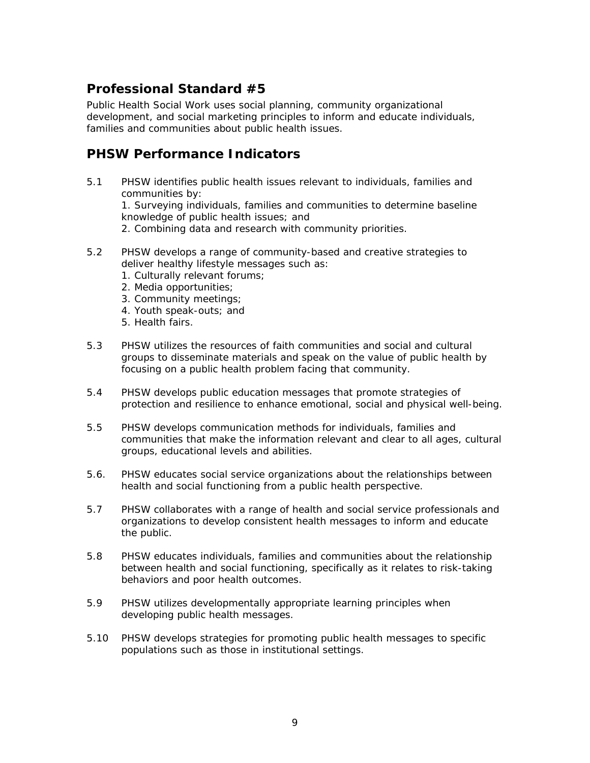## Professional Standard #5

Public Health Social Work uses social planning, community organizational development, and social marketing principles to inform and educate individuals, families and communities about public health issues.

## PHSW Performance Indicators

5.1 PHSW identifies public health issues relevant to individuals, families and communities by:
1. Surveying individuals, families and communities to determine baseline knowledge of public health issues; and
2. Combining data and research with community priorities.

5.2 PHSW develops a range of community-based and creative strategies to deliver healthy lifestyle messages such as:
1. Culturally relevant forums;
2. Media opportunities;
3. Community meetings;
4. Youth speak-outs; and
5. Health fairs.

5.3 PHSW utilizes the resources of faith communities and social and cultural groups to disseminate materials and speak on the value of public health by focusing on a public health problem facing that community.

5.4 PHSW develops public education messages that promote strategies of protection and resilience to enhance emotional, social and physical well-being.

5.5 PHSW develops communication methods for individuals, families and communities that make the information relevant and clear to all ages, cultural groups, educational levels and abilities.

5.6. PHSW educates social service organizations about the relationships between health and social functioning from a public health perspective.

5.7 PHSW collaborates with a range of health and social service professionals and organizations to develop consistent health messages to inform and educate the public.

5.8 PHSW educates individuals, families and communities about the relationship between health and social functioning, specifically as it relates to risk-taking behaviors and poor health outcomes.

5.9 PHSW utilizes developmentally appropriate learning principles when developing public health messages.

5.10 PHSW develops strategies for promoting public health messages to specific populations such as those in institutional settings.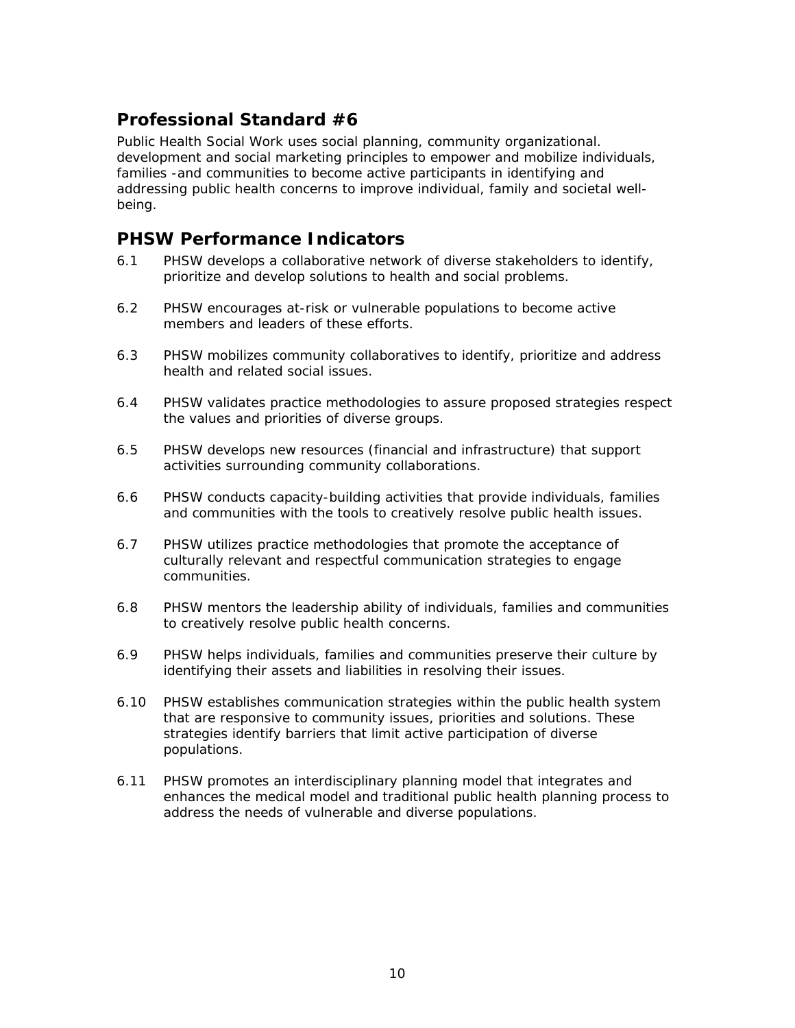## Professional Standard #6

Public Health Social Work uses social planning, community organizational. development and social marketing principles to empower and mobilize individuals, families -and communities to become active participants in identifying and addressing public health concerns to improve individual, family and societal well-being.

## PHSW Performance Indicators

6.1 PHSW develops a collaborative network of diverse stakeholders to identify, prioritize and develop solutions to health and social problems.

6.2 PHSW encourages at-risk or vulnerable populations to become active members and leaders of these efforts.

6.3 PHSW mobilizes community collaboratives to identify, prioritize and address health and related social issues.

6.4 PHSW validates practice methodologies to assure proposed strategies respect the values and priorities of diverse groups.

6.5 PHSW develops new resources (financial and infrastructure) that support activities surrounding community collaborations.

6.6 PHSW conducts capacity-building activities that provide individuals, families and communities with the tools to creatively resolve public health issues.

6.7 PHSW utilizes practice methodologies that promote the acceptance of culturally relevant and respectful communication strategies to engage communities.

6.8 PHSW mentors the leadership ability of individuals, families and communities to creatively resolve public health concerns.

6.9 PHSW helps individuals, families and communities preserve their culture by identifying their assets and liabilities in resolving their issues.

6.10 PHSW establishes communication strategies within the public health system that are responsive to community issues, priorities and solutions. These strategies identify barriers that limit active participation of diverse populations.

6.11 PHSW promotes an interdisciplinary planning model that integrates and enhances the medical model and traditional public health planning process to address the needs of vulnerable and diverse populations.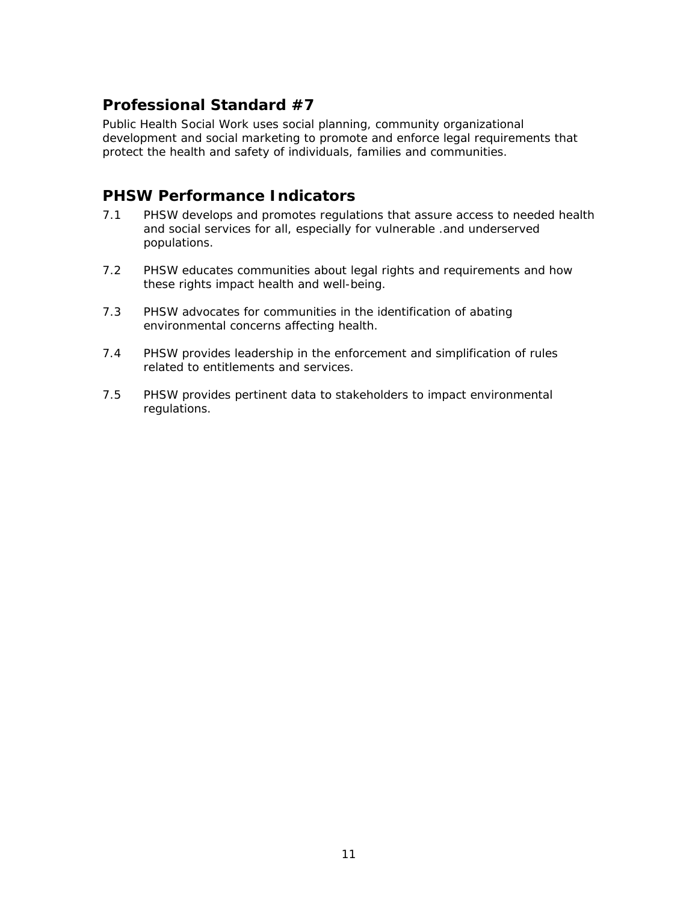## Professional Standard #7

Public Health Social Work uses social planning, community organizational development and social marketing to promote and enforce legal requirements that protect the health and safety of individuals, families and communities.

## PHSW Performance Indicators

7.1 PHSW develops and promotes regulations that assure access to needed health and social services for all, especially for vulnerable .and underserved populations.

7.2 PHSW educates communities about legal rights and requirements and how these rights impact health and well-being.

7.3 PHSW advocates for communities in the identification of abating environmental concerns affecting health.

7.4 PHSW provides leadership in the enforcement and simplification of rules related to entitlements and services.

7.5 PHSW provides pertinent data to stakeholders to impact environmental regulations.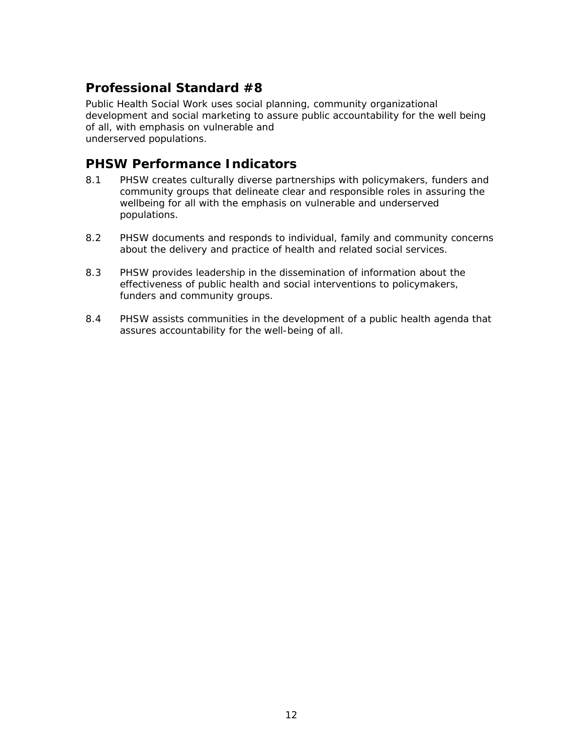## Professional Standard #8

Public Health Social Work uses social planning, community organizational development and social marketing to assure public accountability for the well being of all, with emphasis on vulnerable and underserved populations.

## PHSW Performance Indicators

8.1 PHSW creates culturally diverse partnerships with policymakers, funders and community groups that delineate clear and responsible roles in assuring the wellbeing for all with the emphasis on vulnerable and underserved populations.

8.2 PHSW documents and responds to individual, family and community concerns about the delivery and practice of health and related social services.

8.3 PHSW provides leadership in the dissemination of information about the effectiveness of public health and social interventions to policymakers, funders and community groups.

8.4 PHSW assists communities in the development of a public health agenda that assures accountability for the well-being of all.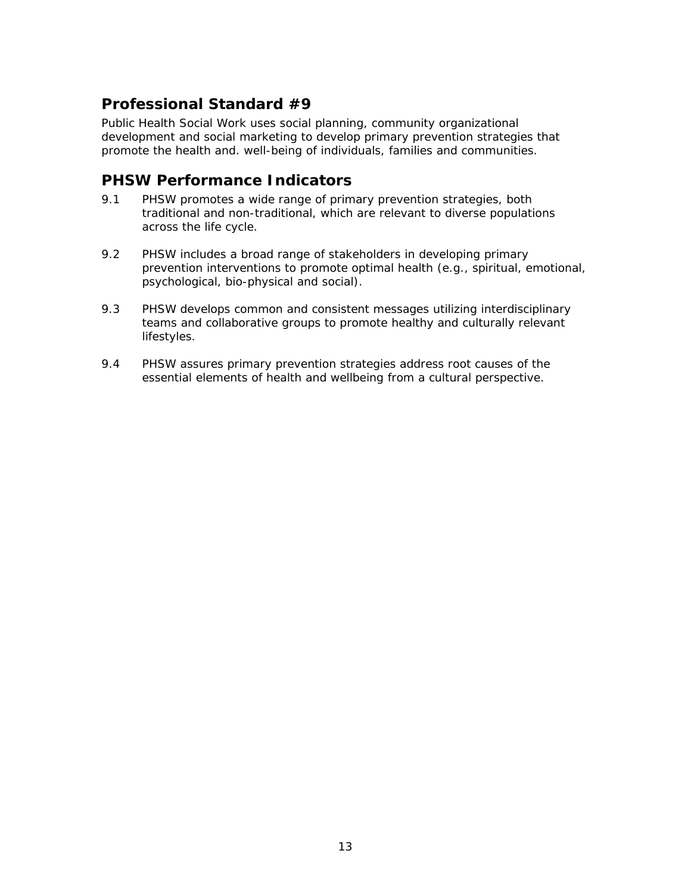## Professional Standard #9

Public Health Social Work uses social planning, community organizational development and social marketing to develop primary prevention strategies that promote the health and. well-being of individuals, families and communities.

## PHSW Performance Indicators

9.1 PHSW promotes a wide range of primary prevention strategies, both traditional and non-traditional, which are relevant to diverse populations across the life cycle.

9.2 PHSW includes a broad range of stakeholders in developing primary prevention interventions to promote optimal health (e.g., spiritual, emotional, psychological, bio-physical and social).

9.3 PHSW develops common and consistent messages utilizing interdisciplinary teams and collaborative groups to promote healthy and culturally relevant lifestyles.

9.4 PHSW assures primary prevention strategies address root causes of the essential elements of health and wellbeing from a cultural perspective.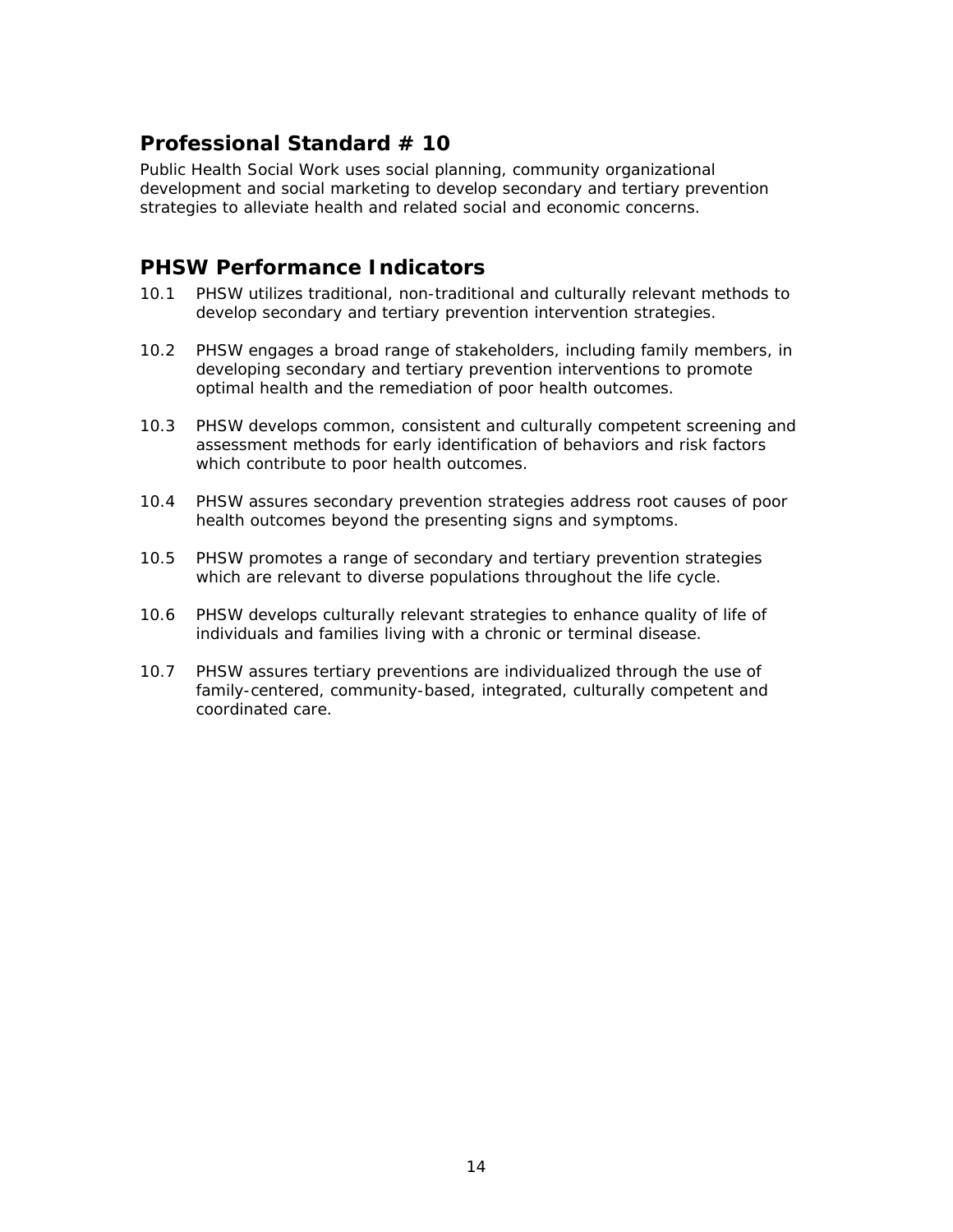## Professional Standard # 10

Public Health Social Work uses social planning, community organizational development and social marketing to develop secondary and tertiary prevention strategies to alleviate health and related social and economic concerns.

## PHSW Performance Indicators

10.1 PHSW utilizes traditional, non-traditional and culturally relevant methods to develop secondary and tertiary prevention intervention strategies.

10.2 PHSW engages a broad range of stakeholders, including family members, in developing secondary and tertiary prevention interventions to promote optimal health and the remediation of poor health outcomes.

10.3 PHSW develops common, consistent and culturally competent screening and assessment methods for early identification of behaviors and risk factors which contribute to poor health outcomes.

10.4 PHSW assures secondary prevention strategies address root causes of poor health outcomes beyond the presenting signs and symptoms.

10.5 PHSW promotes a range of secondary and tertiary prevention strategies which are relevant to diverse populations throughout the life cycle.

10.6 PHSW develops culturally relevant strategies to enhance quality of life of individuals and families living with a chronic or terminal disease.

10.7 PHSW assures tertiary preventions are individualized through the use of family-centered, community-based, integrated, culturally competent and coordinated care.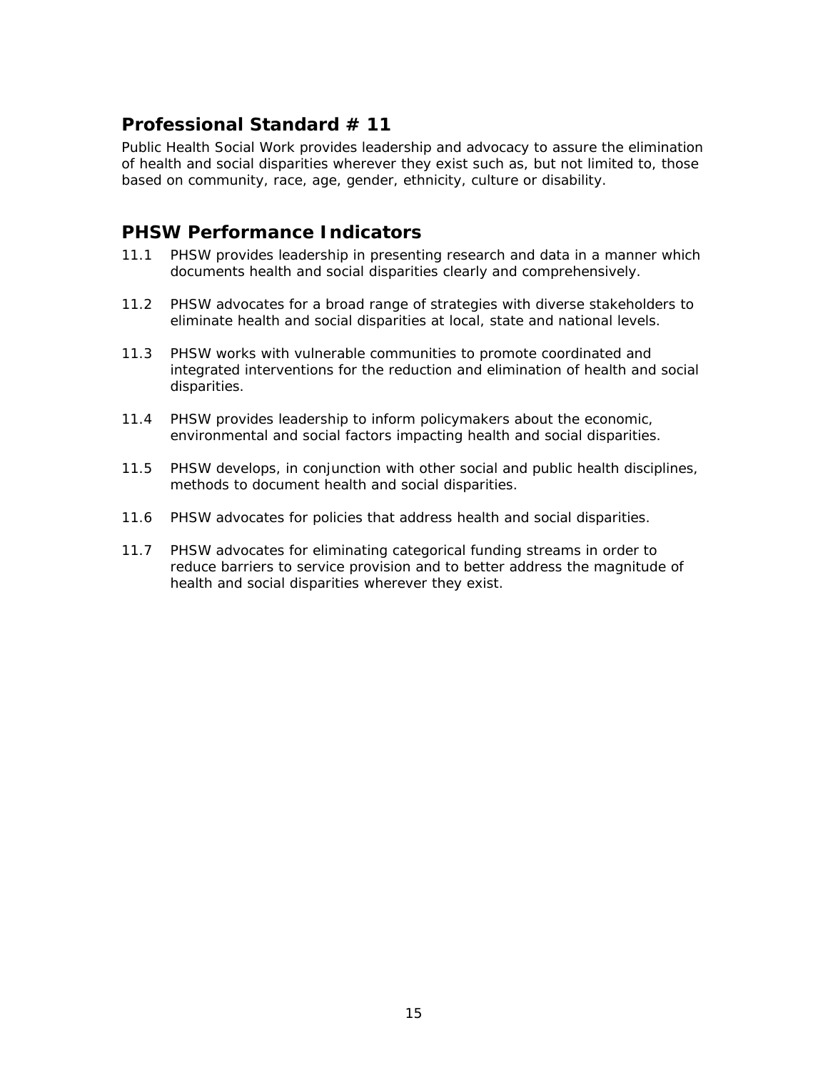## Professional Standard # 11

Public Health Social Work provides leadership and advocacy to assure the elimination of health and social disparities wherever they exist such as, but not limited to, those based on community, race, age, gender, ethnicity, culture or disability.

## PHSW Performance Indicators

11.1 PHSW provides leadership in presenting research and data in a manner which documents health and social disparities clearly and comprehensively.

11.2 PHSW advocates for a broad range of strategies with diverse stakeholders to eliminate health and social disparities at local, state and national levels.

11.3 PHSW works with vulnerable communities to promote coordinated and integrated interventions for the reduction and elimination of health and social disparities.

11.4 PHSW provides leadership to inform policymakers about the economic, environmental and social factors impacting health and social disparities.

11.5 PHSW develops, in conjunction with other social and public health disciplines, methods to document health and social disparities.

11.6 PHSW advocates for policies that address health and social disparities.

11.7 PHSW advocates for eliminating categorical funding streams in order to reduce barriers to service provision and to better address the magnitude of health and social disparities wherever they exist.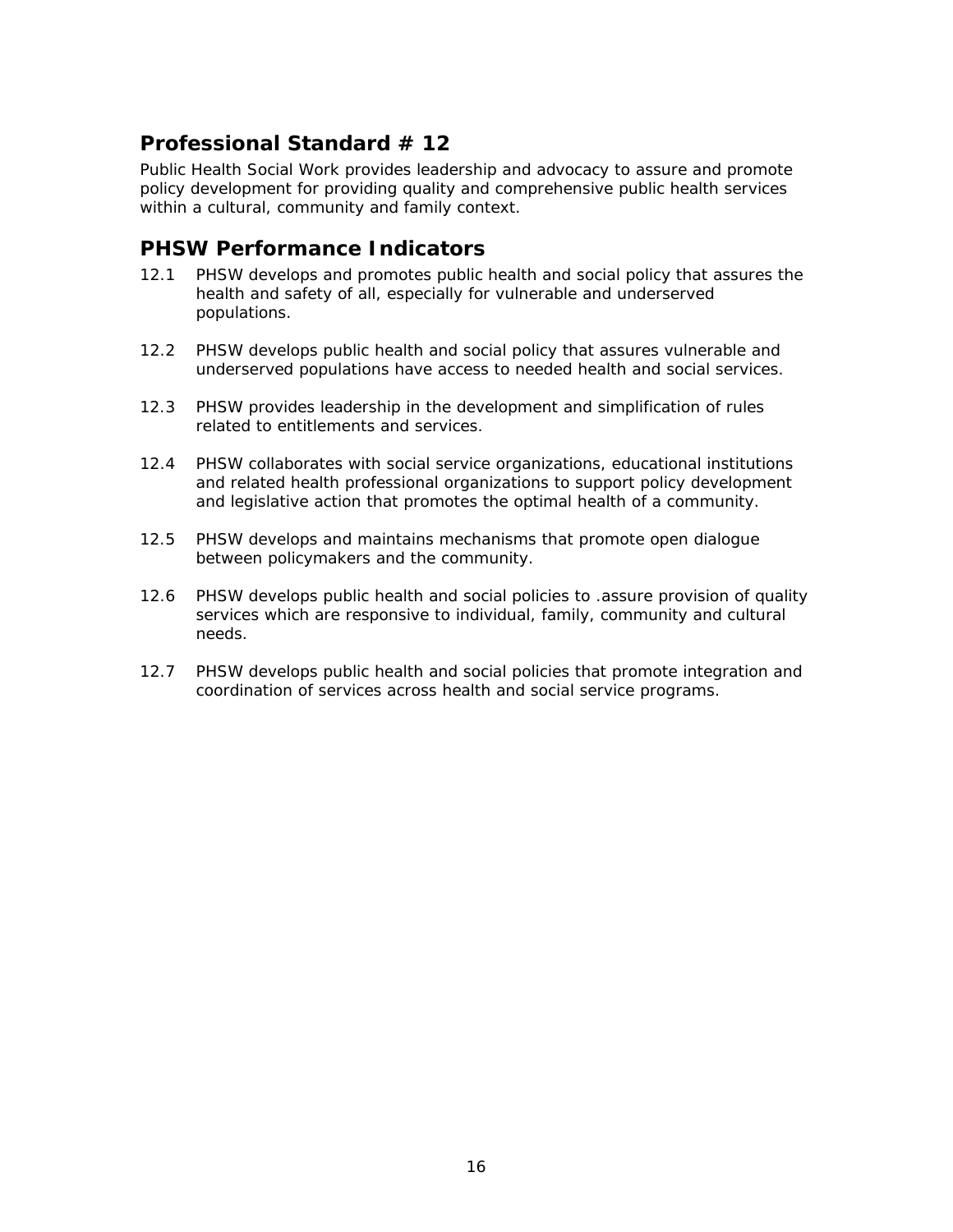## Professional Standard # 12

Public Health Social Work provides leadership and advocacy to assure and promote policy development for providing quality and comprehensive public health services within a cultural, community and family context.

## PHSW Performance Indicators

12.1 PHSW develops and promotes public health and social policy that assures the health and safety of all, especially for vulnerable and underserved populations.

12.2 PHSW develops public health and social policy that assures vulnerable and underserved populations have access to needed health and social services.

12.3 PHSW provides leadership in the development and simplification of rules related to entitlements and services.

12.4 PHSW collaborates with social service organizations, educational institutions and related health professional organizations to support policy development and legislative action that promotes the optimal health of a community.

12.5 PHSW develops and maintains mechanisms that promote open dialogue between policymakers and the community.

12.6 PHSW develops public health and social policies to .assure provision of quality services which are responsive to individual, family, community and cultural needs.

12.7 PHSW develops public health and social policies that promote integration and coordination of services across health and social service programs.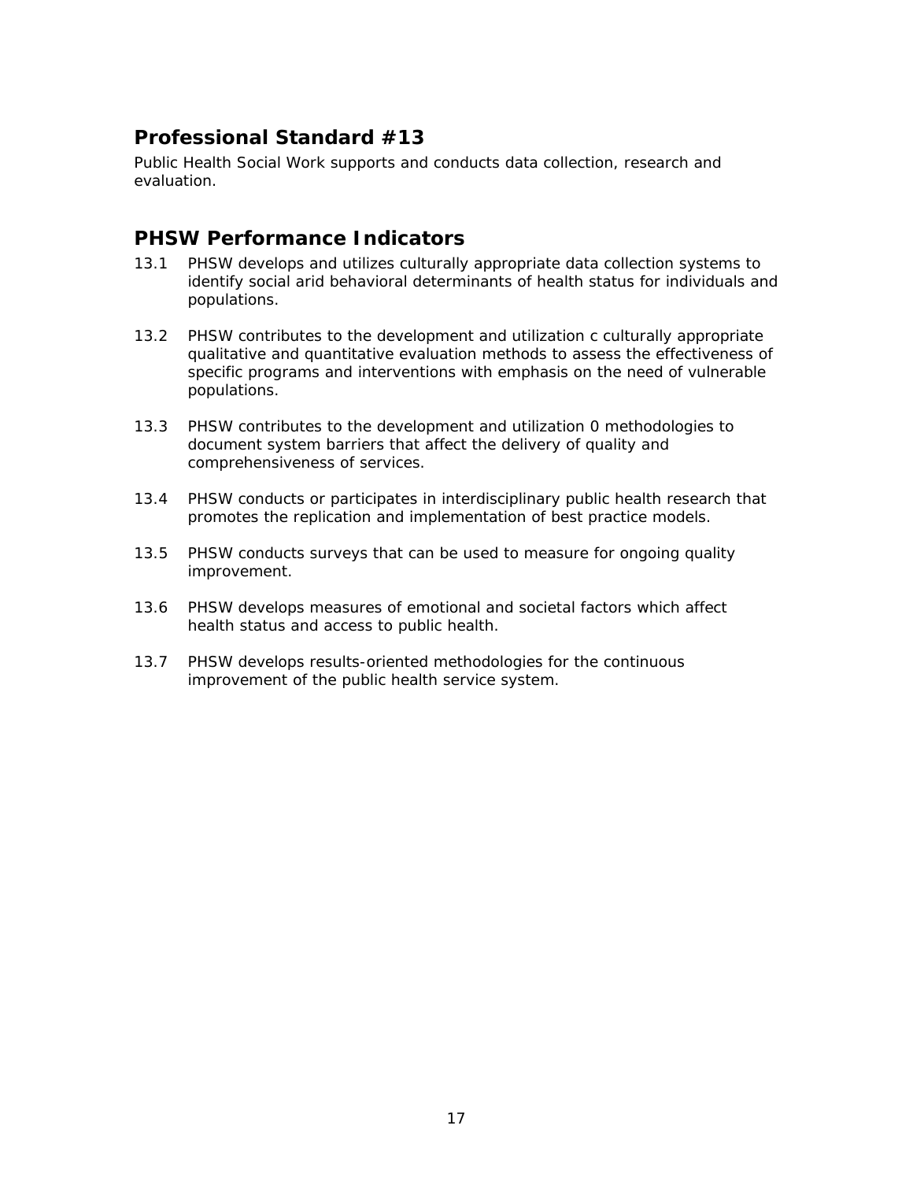## Professional Standard #13

Public Health Social Work supports and conducts data collection, research and evaluation.

## PHSW Performance Indicators

13.1 PHSW develops and utilizes culturally appropriate data collection systems to identify social arid behavioral determinants of health status for individuals and populations.

13.2 PHSW contributes to the development and utilization c culturally appropriate qualitative and quantitative evaluation methods to assess the effectiveness of specific programs and interventions with emphasis on the need of vulnerable populations.

13.3 PHSW contributes to the development and utilization 0 methodologies to document system barriers that affect the delivery of quality and comprehensiveness of services.

13.4 PHSW conducts or participates in interdisciplinary public health research that promotes the replication and implementation of best practice models.

13.5 PHSW conducts surveys that can be used to measure for ongoing quality improvement.

13.6 PHSW develops measures of emotional and societal factors which affect health status and access to public health.

13.7 PHSW develops results-oriented methodologies for the continuous improvement of the public health service system.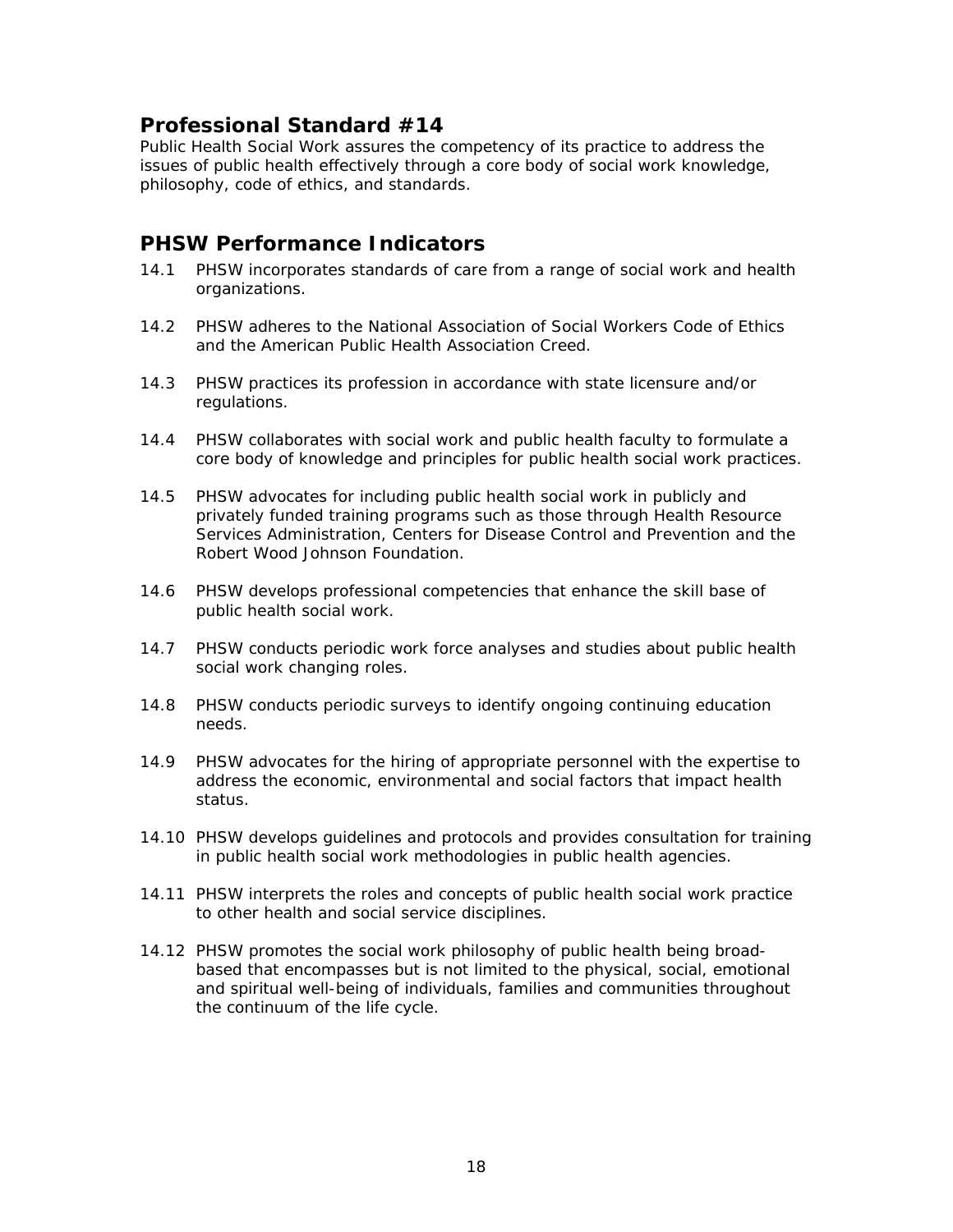## Professional Standard #14

Public Health Social Work assures the competency of its practice to address the issues of public health effectively through a core body of social work knowledge, philosophy, code of ethics, and standards.

## PHSW Performance Indicators

14.1 PHSW incorporates standards of care from a range of social work and health organizations.

14.2 PHSW adheres to the National Association of Social Workers Code of Ethics and the American Public Health Association Creed.

14.3 PHSW practices its profession in accordance with state licensure and/or regulations.

14.4 PHSW collaborates with social work and public health faculty to formulate a core body of knowledge and principles for public health social work practices.

14.5 PHSW advocates for including public health social work in publicly and privately funded training programs such as those through Health Resource Services Administration, Centers for Disease Control and Prevention and the Robert Wood Johnson Foundation.

14.6 PHSW develops professional competencies that enhance the skill base of public health social work.

14.7 PHSW conducts periodic work force analyses and studies about public health social work changing roles.

14.8 PHSW conducts periodic surveys to identify ongoing continuing education needs.

14.9 PHSW advocates for the hiring of appropriate personnel with the expertise to address the economic, environmental and social factors that impact health status.

14.10 PHSW develops guidelines and protocols and provides consultation for training in public health social work methodologies in public health agencies.

14.11 PHSW interprets the roles and concepts of public health social work practice to other health and social service disciplines.

14.12 PHSW promotes the social work philosophy of public health being broad-based that encompasses but is not limited to the physical, social, emotional and spiritual well-being of individuals, families and communities throughout the continuum of the life cycle.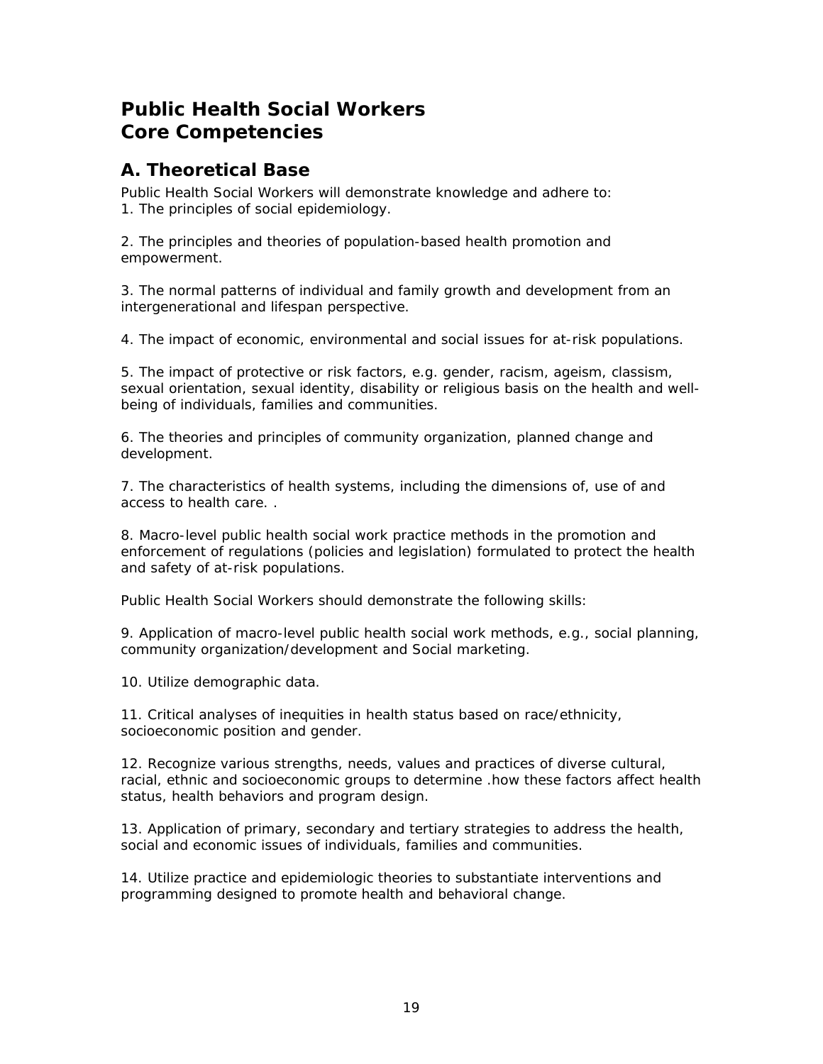# Public Health Social Workers Core Competencies

## A. Theoretical Base

Public Health Social Workers will demonstrate knowledge and adhere to:

1. The principles of social epidemiology.

2. The principles and theories of population-based health promotion and empowerment.

3. The normal patterns of individual and family growth and development from an intergenerational and lifespan perspective.

4. The impact of economic, environmental and social issues for at-risk populations.

5. The impact of protective or risk factors, e.g. gender, racism, ageism, classism, sexual orientation, sexual identity, disability or religious basis on the health and well-being of individuals, families and communities.

6. The theories and principles of community organization, planned change and development.

7. The characteristics of health systems, including the dimensions of, use of and access to health care. .

8. Macro-level public health social work practice methods in the promotion and enforcement of regulations (policies and legislation) formulated to protect the health and safety of at-risk populations.

Public Health Social Workers should demonstrate the following skills:

9. Application of macro-level public health social work methods, e.g., social planning, community organization/development and Social marketing.

10. Utilize demographic data.

11. Critical analyses of inequities in health status based on race/ethnicity, socioeconomic position and gender.

12. Recognize various strengths, needs, values and practices of diverse cultural, racial, ethnic and socioeconomic groups to determine .how these factors affect health status, health behaviors and program design.

13. Application of primary, secondary and tertiary strategies to address the health, social and economic issues of individuals, families and communities.

14. Utilize practice and epidemiologic theories to substantiate interventions and programming designed to promote health and behavioral change.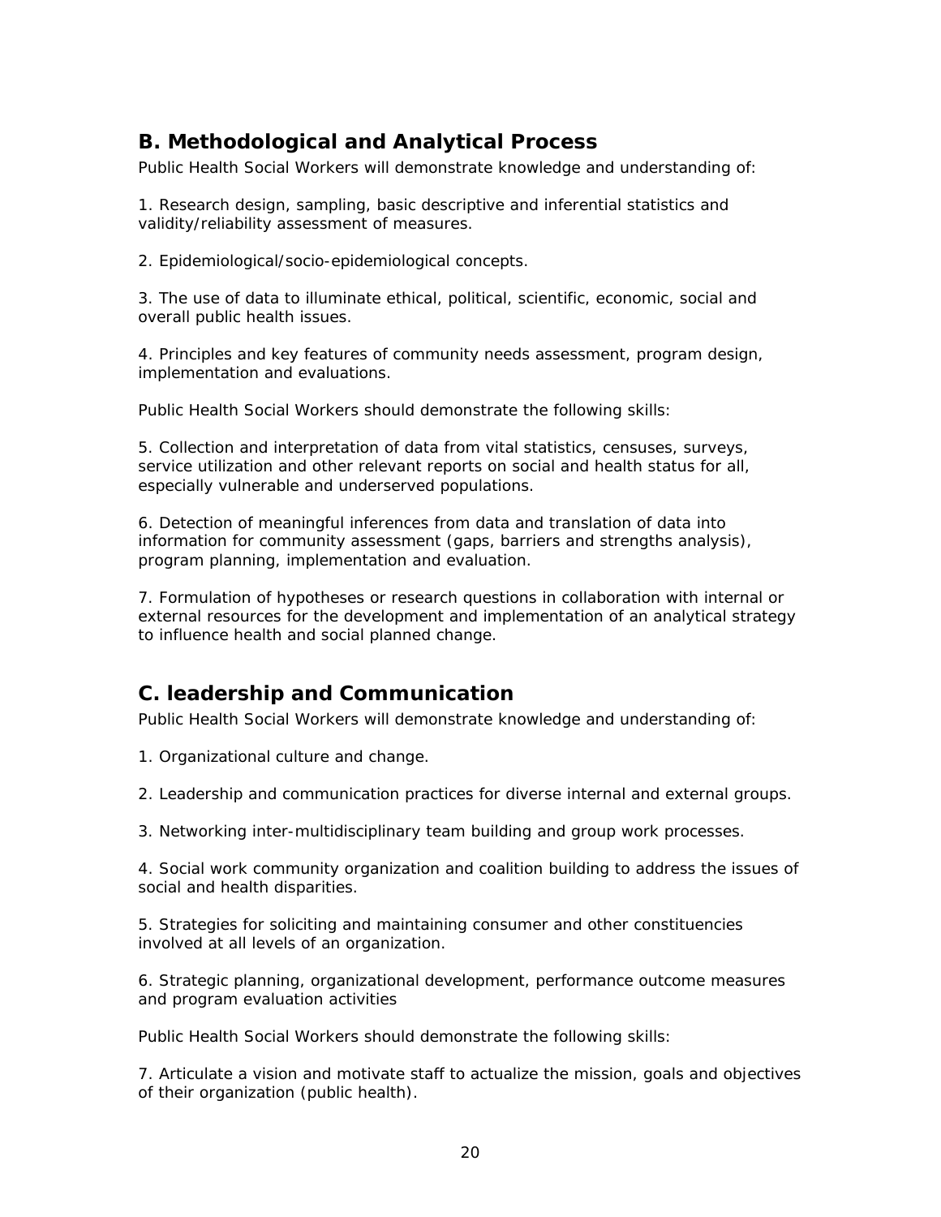## B. Methodological and Analytical Process

Public Health Social Workers will demonstrate knowledge and understanding of:

1. Research design, sampling, basic descriptive and inferential statistics and validity/reliability assessment of measures.

2. Epidemiological/socio-epidemiological concepts.

3. The use of data to illuminate ethical, political, scientific, economic, social and overall public health issues.

4. Principles and key features of community needs assessment, program design, implementation and evaluations.

Public Health Social Workers should demonstrate the following skills:

5. Collection and interpretation of data from vital statistics, censuses, surveys, service utilization and other relevant reports on social and health status for all, especially vulnerable and underserved populations.

6. Detection of meaningful inferences from data and translation of data into information for community assessment (gaps, barriers and strengths analysis), program planning, implementation and evaluation.

7. Formulation of hypotheses or research questions in collaboration with internal or external resources for the development and implementation of an analytical strategy to influence health and social planned change.

## C. leadership and Communication

Public Health Social Workers will demonstrate knowledge and understanding of:

1. Organizational culture and change.

2. Leadership and communication practices for diverse internal and external groups.

3. Networking inter-multidisciplinary team building and group work processes.

4. Social work community organization and coalition building to address the issues of social and health disparities.

5. Strategies for soliciting and maintaining consumer and other constituencies involved at all levels of an organization.

6. Strategic planning, organizational development, performance outcome measures and program evaluation activities

Public Health Social Workers should demonstrate the following skills:

7. Articulate a vision and motivate staff to actualize the mission, goals and objectives of their organization (public health).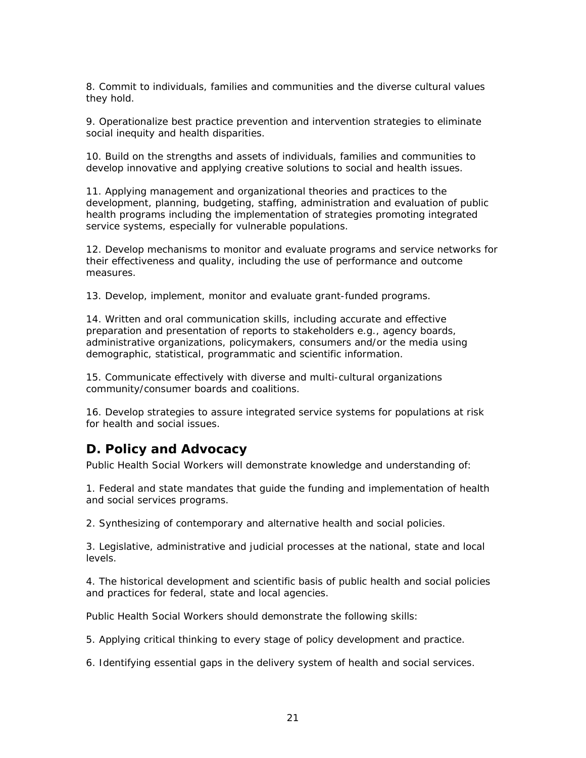8. Commit to individuals, families and communities and the diverse cultural values they hold.

9. Operationalize best practice prevention and intervention strategies to eliminate social inequity and health disparities.

10. Build on the strengths and assets of individuals, families and communities to develop innovative and applying creative solutions to social and health issues.

11. Applying management and organizational theories and practices to the development, planning, budgeting, staffing, administration and evaluation of public health programs including the implementation of strategies promoting integrated service systems, especially for vulnerable populations.

12. Develop mechanisms to monitor and evaluate programs and service networks for their effectiveness and quality, including the use of performance and outcome measures.

13. Develop, implement, monitor and evaluate grant-funded programs.

14. Written and oral communication skills, including accurate and effective preparation and presentation of reports to stakeholders e.g., agency boards, administrative organizations, policymakers, consumers and/or the media using demographic, statistical, programmatic and scientific information.

15. Communicate effectively with diverse and multi-cultural organizations community/consumer boards and coalitions.

16. Develop strategies to assure integrated service systems for populations at risk for health and social issues.

## D. Policy and Advocacy

Public Health Social Workers will demonstrate knowledge and understanding of:

1. Federal and state mandates that guide the funding and implementation of health and social services programs.

2. Synthesizing of contemporary and alternative health and social policies.

3. Legislative, administrative and judicial processes at the national, state and local levels.

4. The historical development and scientific basis of public health and social policies and practices for federal, state and local agencies.

Public Health Social Workers should demonstrate the following skills:

5. Applying critical thinking to every stage of policy development and practice.

6. Identifying essential gaps in the delivery system of health and social services.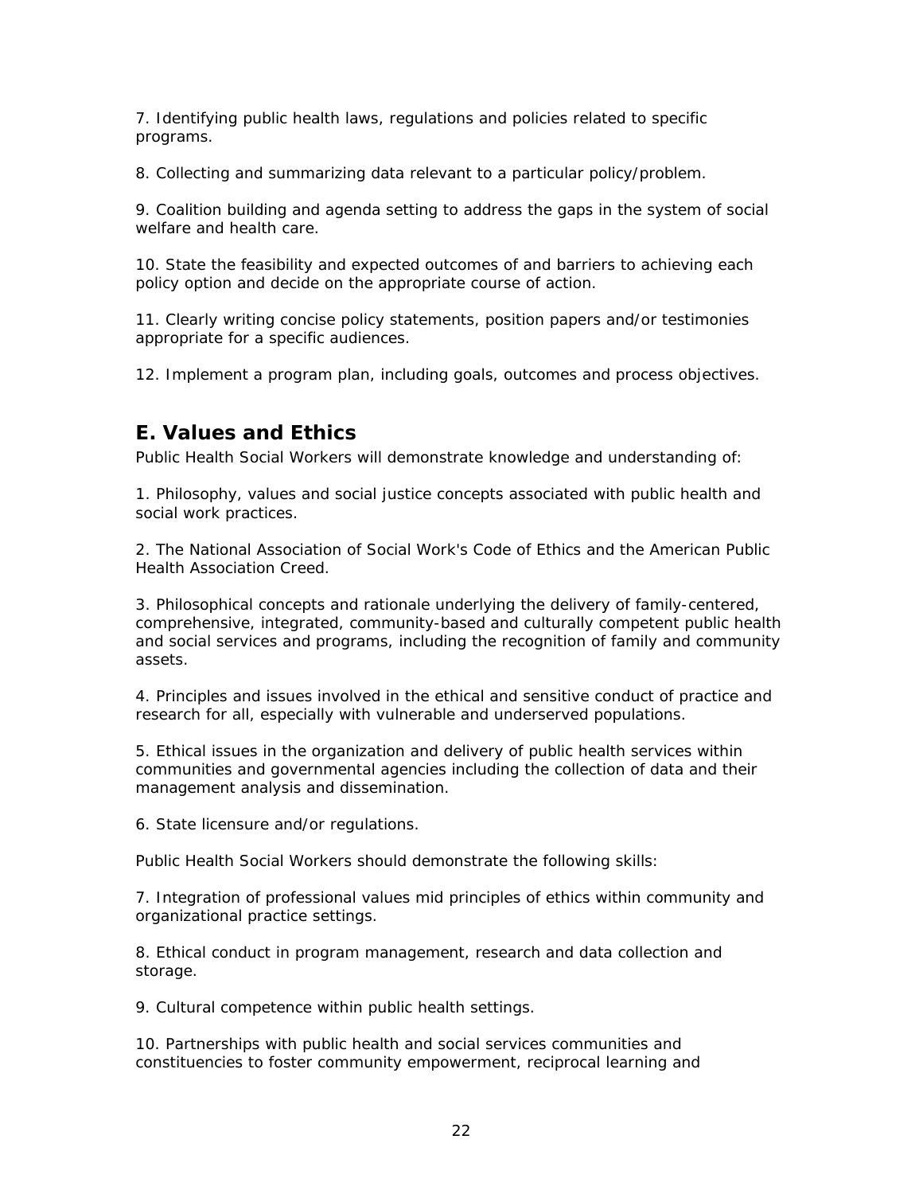7. Identifying public health laws, regulations and policies related to specific programs.

8. Collecting and summarizing data relevant to a particular policy/problem.

9. Coalition building and agenda setting to address the gaps in the system of social welfare and health care.

10. State the feasibility and expected outcomes of and barriers to achieving each policy option and decide on the appropriate course of action.

11. Clearly writing concise policy statements, position papers and/or testimonies appropriate for a specific audiences.

12. Implement a program plan, including goals, outcomes and process objectives.

## E. Values and Ethics

Public Health Social Workers will demonstrate knowledge and understanding of:

1. Philosophy, values and social justice concepts associated with public health and social work practices.

2. The National Association of Social Work's Code of Ethics and the American Public Health Association Creed.

3. Philosophical concepts and rationale underlying the delivery of family-centered, comprehensive, integrated, community-based and culturally competent public health and social services and programs, including the recognition of family and community assets.

4. Principles and issues involved in the ethical and sensitive conduct of practice and research for all, especially with vulnerable and underserved populations.

5. Ethical issues in the organization and delivery of public health services within communities and governmental agencies including the collection of data and their management analysis and dissemination.

6. State licensure and/or regulations.

Public Health Social Workers should demonstrate the following skills:

7. Integration of professional values mid principles of ethics within community and organizational practice settings.

8. Ethical conduct in program management, research and data collection and storage.

9. Cultural competence within public health settings.

10. Partnerships with public health and social services communities and constituencies to foster community empowerment, reciprocal learning and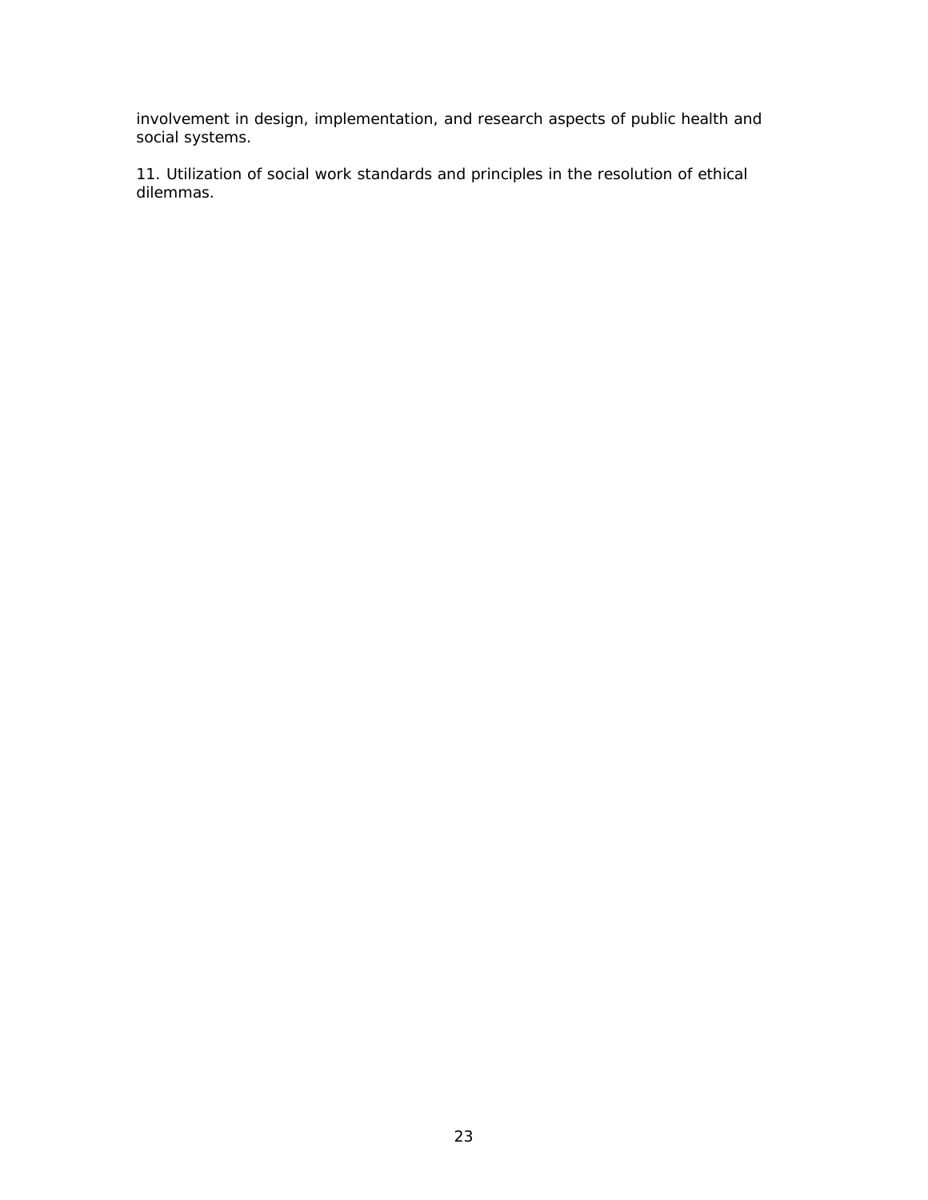involvement in design, implementation, and research aspects of public health and social systems.

11. Utilization of social work standards and principles in the resolution of ethical dilemmas.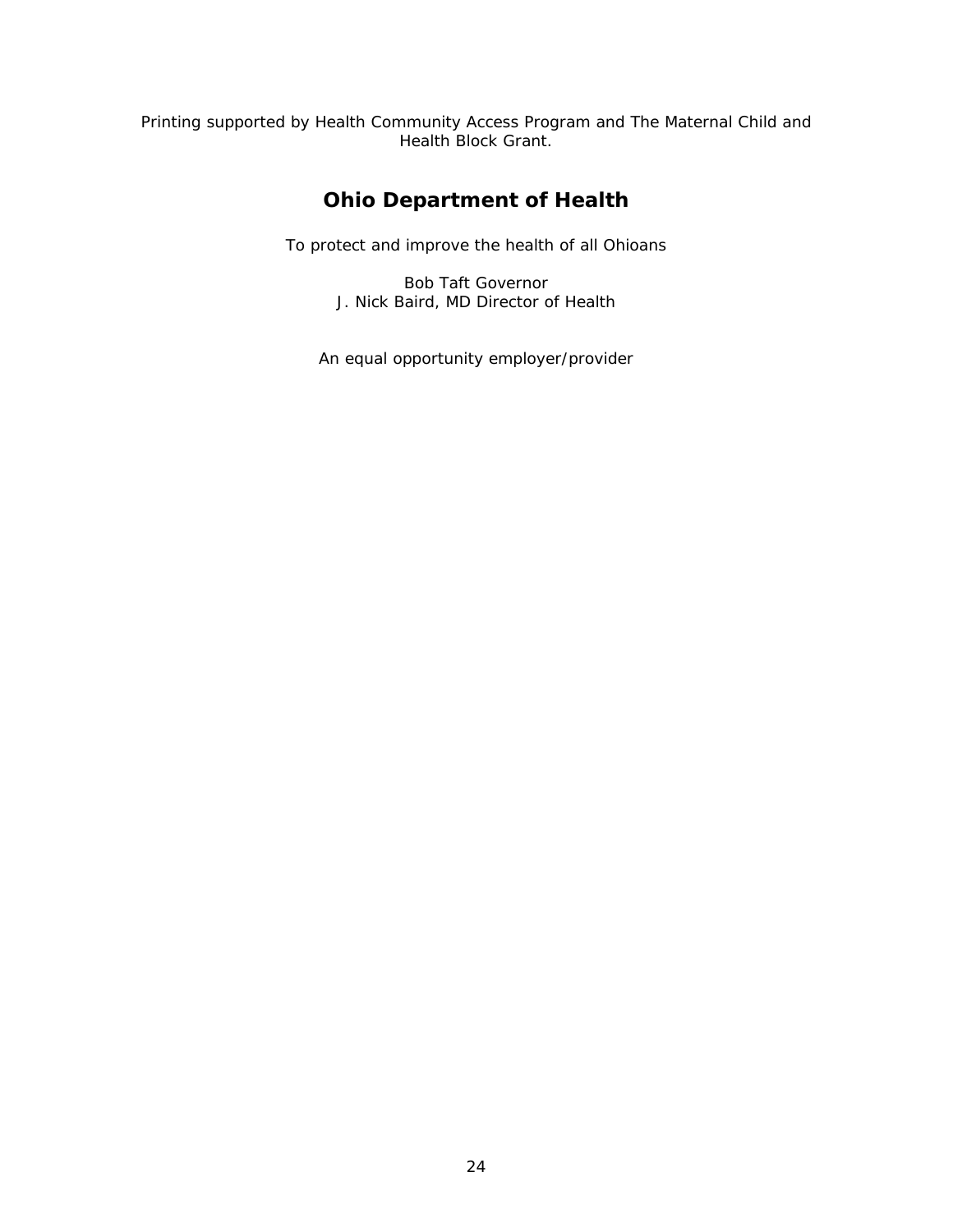Printing supported by Health Community Access Program and The Maternal Child and Health Block Grant.

## Ohio Department of Health

To protect and improve the health of all Ohioans

Bob Taft Governor
J. Nick Baird, MD Director of Health

An equal opportunity employer/provider